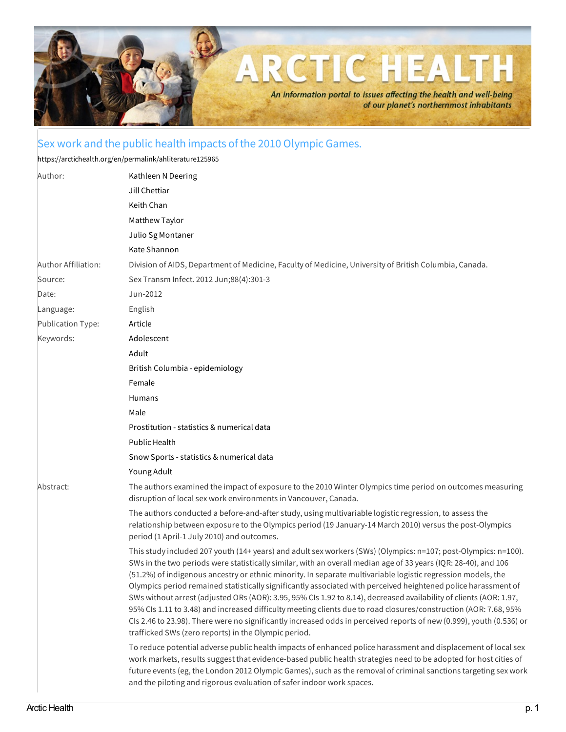# Sex work and the public health impacts of the 2010 Olympic Games.

https://arctichealth.org/en/permalink/ahliterature125965

| | |
|---|---|
| Author: | Kathleen N Deering<br>Jill Chettiar<br>Keith Chan<br>Matthew Taylor<br>Julio Sg Montaner<br>Kate Shannon |
| Author Affiliation: | Division of AIDS, Department of Medicine, Faculty of Medicine, University of British Columbia, Canada. |
| Source: | Sex Transm Infect. 2012 Jun;88(4):301-3 |
| Date: | Jun-2012 |
| Language: | English |
| Publication Type: | Article |
| Keywords: | Adolescent<br>Adult<br>British Columbia - epidemiology<br>Female<br>Humans<br>Male<br>Prostitution - statistics & numerical data<br>Public Health<br>Snow Sports - statistics & numerical data<br>Young Adult |

**Abstract:**

The authors examined the impact of exposure to the 2010 Winter Olympics time period on outcomes measuring disruption of local sex work environments in Vancouver, Canada.

The authors conducted a before-and-after study, using multivariable logistic regression, to assess the relationship between exposure to the Olympics period (19 January-14 March 2010) versus the post-Olympics period (1 April-1 July 2010) and outcomes.

This study included 207 youth (14+ years) and adult sex workers (SWs) (Olympics: n=107; post-Olympics: n=100). SWs in the two periods were statistically similar, with an overall median age of 33 years (IQR: 28-40), and 106 (51.2%) of indigenous ancestry or ethnic minority. In separate multivariable logistic regression models, the Olympics period remained statistically significantly associated with perceived heightened police harassment of SWs without arrest (adjusted ORs (AOR): 3.95, 95% CIs 1.92 to 8.14), decreased availability of clients (AOR: 1.97, 95% CIs 1.11 to 3.48) and increased difficulty meeting clients due to road closures/construction (AOR: 7.68, 95% CIs 2.46 to 23.98). There were no significantly increased odds in perceived reports of new (0.999), youth (0.536) or trafficked SWs (zero reports) in the Olympic period.

To reduce potential adverse public health impacts of enhanced police harassment and displacement of local sex work markets, results suggest that evidence-based public health strategies need to be adopted for host cities of future events (eg, the London 2012 Olympic Games), such as the removal of criminal sanctions targeting sex work and the piloting and rigorous evaluation of safer indoor work spaces.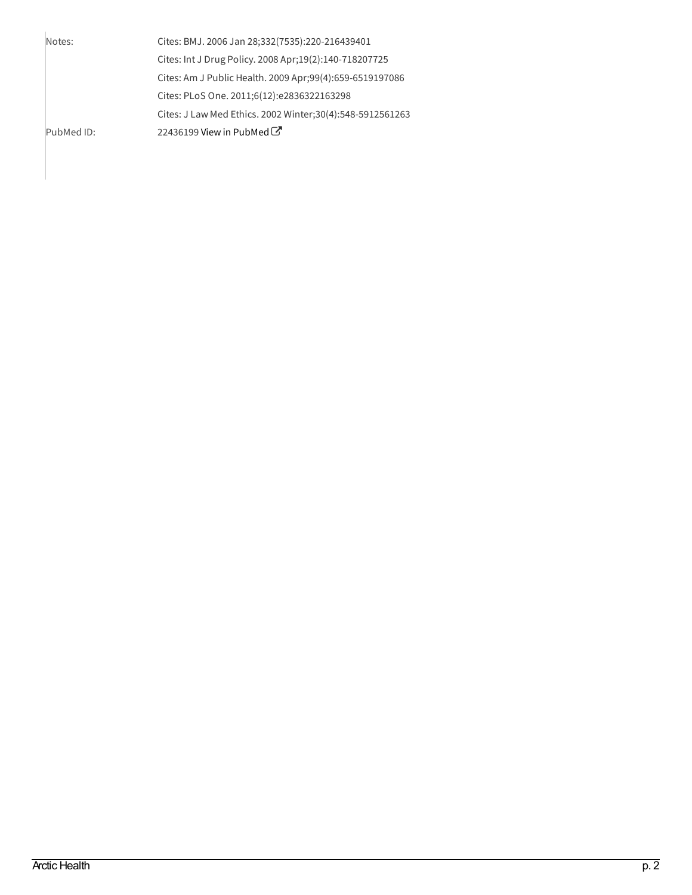Notes: Cites: BMJ. 2006 Jan 28;332(7535):220-216439401

Cites: Int J Drug Policy. 2008 Apr;19(2):140-718207725

Cites: Am J Public Health. 2009 Apr;99(4):659-6519197086

Cites: PLoS One. 2011;6(12):e2836322163298

Cites: J Law Med Ethics. 2002 Winter;30(4):548-5912561263

PubMed ID: 22436199 View in PubMed